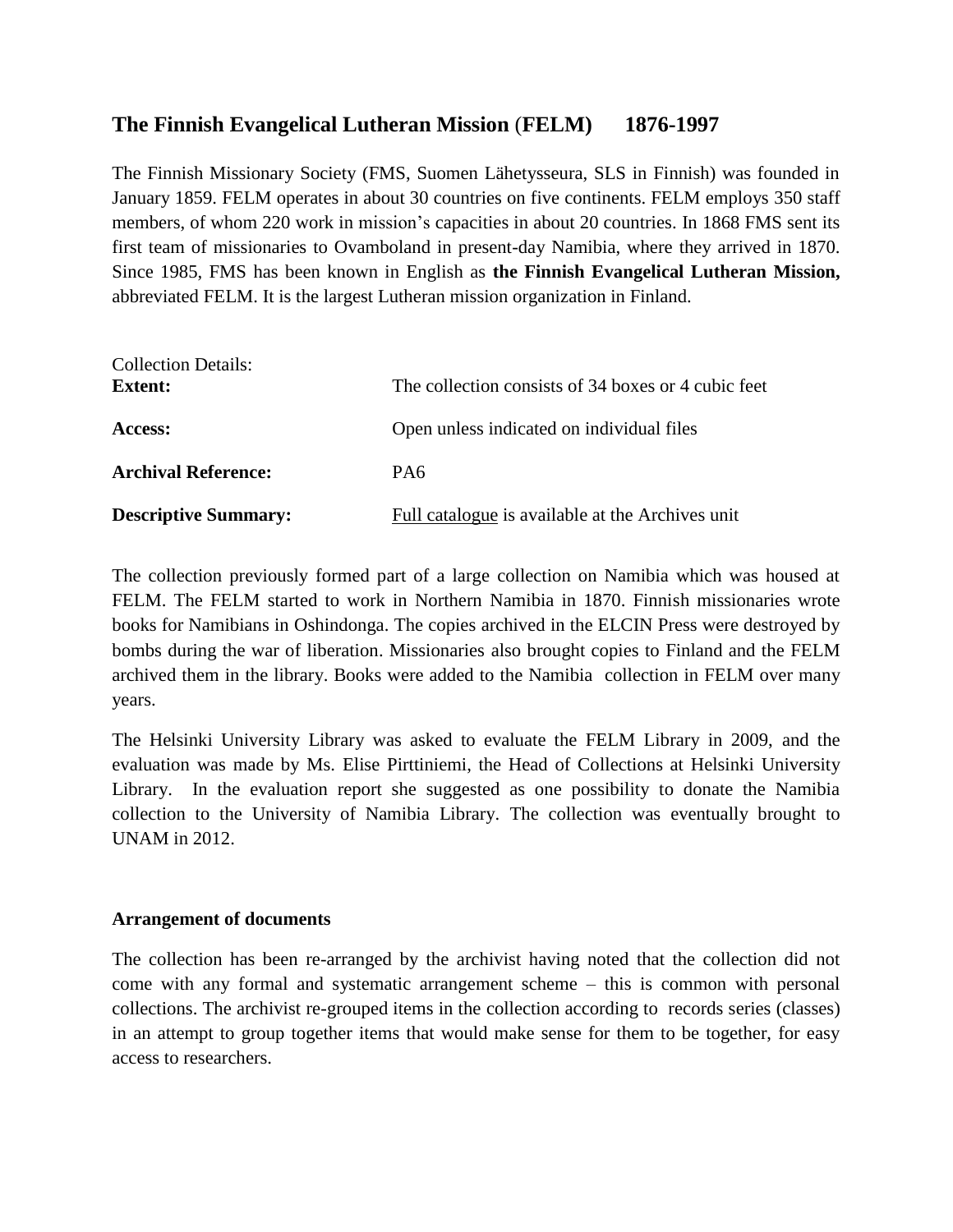# The Finnish Evangelical Lutheran Mission (FELM) 1876-1997

The Finnish Missionary Society (FMS, Suomen Lähetysseura, SLS in Finnish) was founded in January 1859. FELM operates in about 30 countries on five continents. FELM employs 350 staff members, of whom 220 work in mission's capacities in about 20 countries. In 1868 FMS sent its first team of missionaries to Ovamboland in present-day Namibia, where they arrived in 1870. Since 1985, FMS has been known in English as **the Finnish Evangelical Lutheran Mission,** abbreviated FELM. It is the largest Lutheran mission organization in Finland.

Collection Details:

| | |
|---|---|
| **Extent:** | The collection consists of 34 boxes or 4 cubic feet |
| **Access:** | Open unless indicated on individual files |
| **Archival Reference:** | PA6 |
| **Descriptive Summary:** | Full catalogue is available at the Archives unit |

The collection previously formed part of a large collection on Namibia which was housed at FELM. The FELM started to work in Northern Namibia in 1870. Finnish missionaries wrote books for Namibians in Oshindonga. The copies archived in the ELCIN Press were destroyed by bombs during the war of liberation. Missionaries also brought copies to Finland and the FELM archived them in the library. Books were added to the Namibia collection in FELM over many years.

The Helsinki University Library was asked to evaluate the FELM Library in 2009, and the evaluation was made by Ms. Elise Pirttiniemi, the Head of Collections at Helsinki University Library. In the evaluation report she suggested as one possibility to donate the Namibia collection to the University of Namibia Library. The collection was eventually brought to UNAM in 2012.

### Arrangement of documents

The collection has been re-arranged by the archivist having noted that the collection did not come with any formal and systematic arrangement scheme – this is common with personal collections. The archivist re-grouped items in the collection according to records series (classes) in an attempt to group together items that would make sense for them to be together, for easy access to researchers.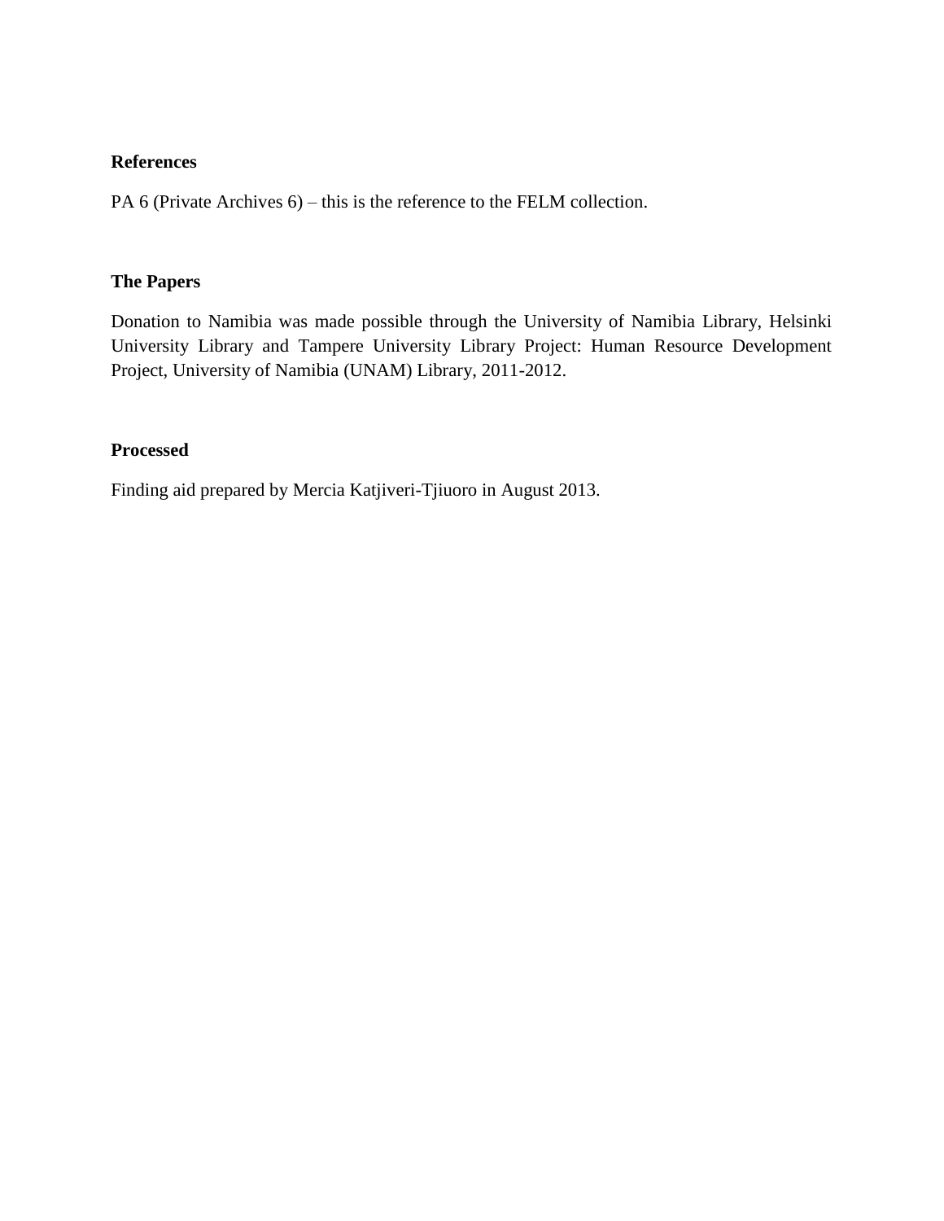**References**

PA 6 (Private Archives 6) – this is the reference to the FELM collection.

**The Papers**

Donation to Namibia was made possible through the University of Namibia Library, Helsinki University Library and Tampere University Library Project: Human Resource Development Project, University of Namibia (UNAM) Library, 2011-2012.

**Processed**

Finding aid prepared by Mercia Katjiveri-Tjiuoro in August 2013.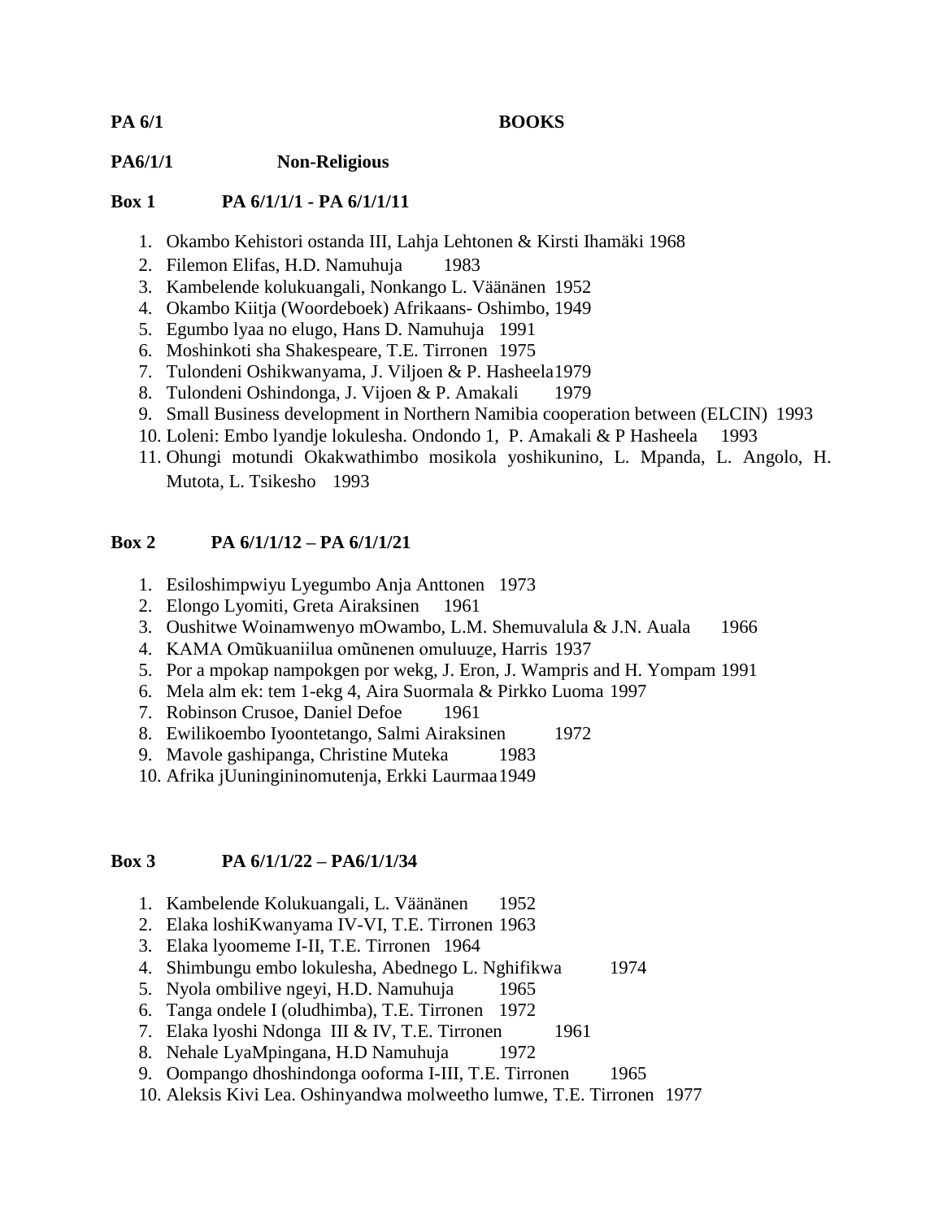**PA 6/1** **BOOKS**

**PA6/1/1** **Non-Religious**

**Box 1** **PA 6/1/1/1 - PA 6/1/1/11**

1. Okambo Kehistori ostanda III, Lahja Lehtonen & Kirsti Ihamäki 1968
2. Filemon Elifas, H.D. Namuhuja 1983
3. Kambelende kolukuangali, Nonkango L. Väänänen 1952
4. Okambo Kiitja (Woordeboek) Afrikaans- Oshimbo, 1949
5. Egumbo lyaa no elugo, Hans D. Namuhuja 1991
6. Moshinkoti sha Shakespeare, T.E. Tirronen 1975
7. Tulondeni Oshikwanyama, J. Viljoen & P. Hasheela 1979
8. Tulondeni Oshindonga, J. Vijoen & P. Amakali 1979
9. Small Business development in Northern Namibia cooperation between (ELCIN) 1993
10. Loleni: Embo lyandje lokulesha. Ondondo 1, P. Amakali & P Hasheela 1993
11. Ohungi motundi Okakwathimbo mosikola yoshikunino, L. Mpanda, L. Angolo, H. Mutota, L. Tsikesho 1993

**Box 2** **PA 6/1/1/12 – PA 6/1/1/21**

1. Esiloshimpwiyu Lyegumbo Anja Anttonen 1973
2. Elongo Lyomiti, Greta Airaksinen 1961
3. Oushitwe Woinamwenyo mOwambo, L.M. Shemuvalula & J.N. Auala 1966
4. KAMA Omũkuaniilua omũnenen omuluuẕe, Harris 1937
5. Por a mpokap nampokgen por wekg, J. Eron, J. Wampris and H. Yompam 1991
6. Mela alm ek: tem 1-ekg 4, Aira Suormala & Pirkko Luoma 1997
7. Robinson Crusoe, Daniel Defoe 1961
8. Ewilikoembo Iyoontetango, Salmi Airaksinen 1972
9. Mavole gashipanga, Christine Muteka 1983
10. Afrika jUuningininomutenja, Erkki Laurmaa 1949

**Box 3** **PA 6/1/1/22 – PA6/1/1/34**

1. Kambelende Kolukuangali, L. Väänänen 1952
2. Elaka loshiKwanyama IV-VI, T.E. Tirronen 1963
3. Elaka lyoomeme I-II, T.E. Tirronen 1964
4. Shimbungu embo lokulesha, Abednego L. Nghifikwa 1974
5. Nyola ombilive ngeyi, H.D. Namuhuja 1965
6. Tanga ondele I (oludhimba), T.E. Tirronen 1972
7. Elaka lyoshi Ndonga III & IV, T.E. Tirronen 1961
8. Nehale LyaMpingana, H.D Namuhuja 1972
9. Oompango dhoshindonga ooforma I-III, T.E. Tirronen 1965
10. Aleksis Kivi Lea. Oshinyandwa molweetho lumwe, T.E. Tirronen 1977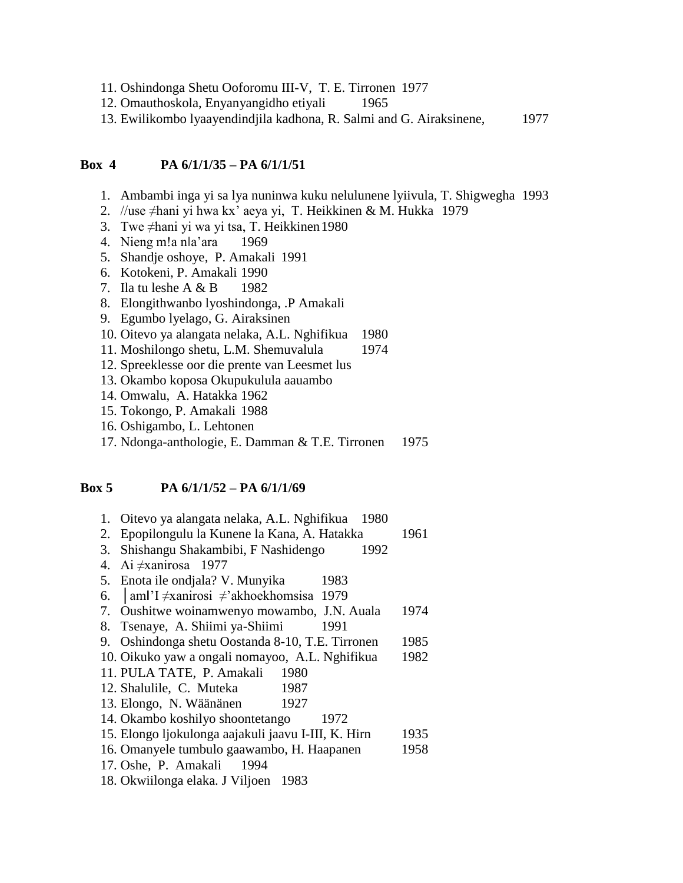11. Oshindonga Shetu Ooforomu III-V,  T. E. Tirronen  1977
12. Omauthoskola, Enyanyangidho etiyali      1965
13. Ewilikombo lyaayendindjila kadhona, R. Salmi and G. Airaksinene,      1977

**Box 4    PA 6/1/1/35 – PA 6/1/1/51**

1. Ambambi inga yi sa lya nuninwa kuku nelulunene lyiivula, T. Shigwegha  1993
2. //use ≠hani yi hwa kx' aeya yi,  T. Heikkinen & M. Hukka  1979
3. Twe ≠hani yi wa yi tsa, T. Heikkinen 1980
4. Nieng m!a nǁa'ara    1969
5. Shandje oshoye,  P. Amakali  1991
6. Kotokeni, P. Amakali 1990
7. Ila tu leshe A & B    1982
8. Elongithwanbo lyoshindonga, .P Amakali
9. Egumbo lyelago, G. Airaksinen
10. Oitevo ya alangata nelaka, A.L. Nghifikua   1980
11. Moshilongo shetu, L.M. Shemuvalula      1974
12. Spreeklesse oor die prente van Leesmet lus
13. Okambo koposa Okupukulula aauambo
14. Omwalu,  A. Hatakka 1962
15. Tokongo, P. Amakali  1988
16. Oshigambo, L. Lehtonen
17. Ndonga-anthologie, E. Damman & T.E. Tirronen    1975

**Box 5    PA 6/1/1/52 – PA 6/1/1/69**

1. Oitevo ya alangata nelaka, A.L. Nghifikua   1980
2. Epopilongulu la Kunene la Kana, A. Hatakka      1961
3. Shishangu Shakambibi, F Nashidengo      1992
4. Ai ≠xanirosa   1977
5. Enota ile ondjala? V. Munyika      1983
6. |amǁ'I ≠xanirosi  ≠'akhoekhomsisa  1979
7. Oushitwe woinamwenyo mowambo,  J.N. Auala      1974
8. Tsenaye,  A. Shiimi ya-Shiimi      1991
9. Oshindonga shetu Oostanda 8-10, T.E. Tirronen      1985
10. Oikuko yaw a ongali nomayoo,  A.L. Nghifikua      1982
11. PULA TATE,  P. Amakali    1980
12. Shalulile,  C.  Muteka      1987
13. Elongo,  N. Wäänänen      1927
14. Okambo koshilyo shoontetango      1972
15. Elongo ljokulonga aajakuli jaavu I-III, K. Hirn      1935
16. Omanyele tumbulo gaawambo, H. Haapanen      1958
17. Oshe,  P.  Amakali    1994
18. Okwiilonga elaka. J Viljoen   1983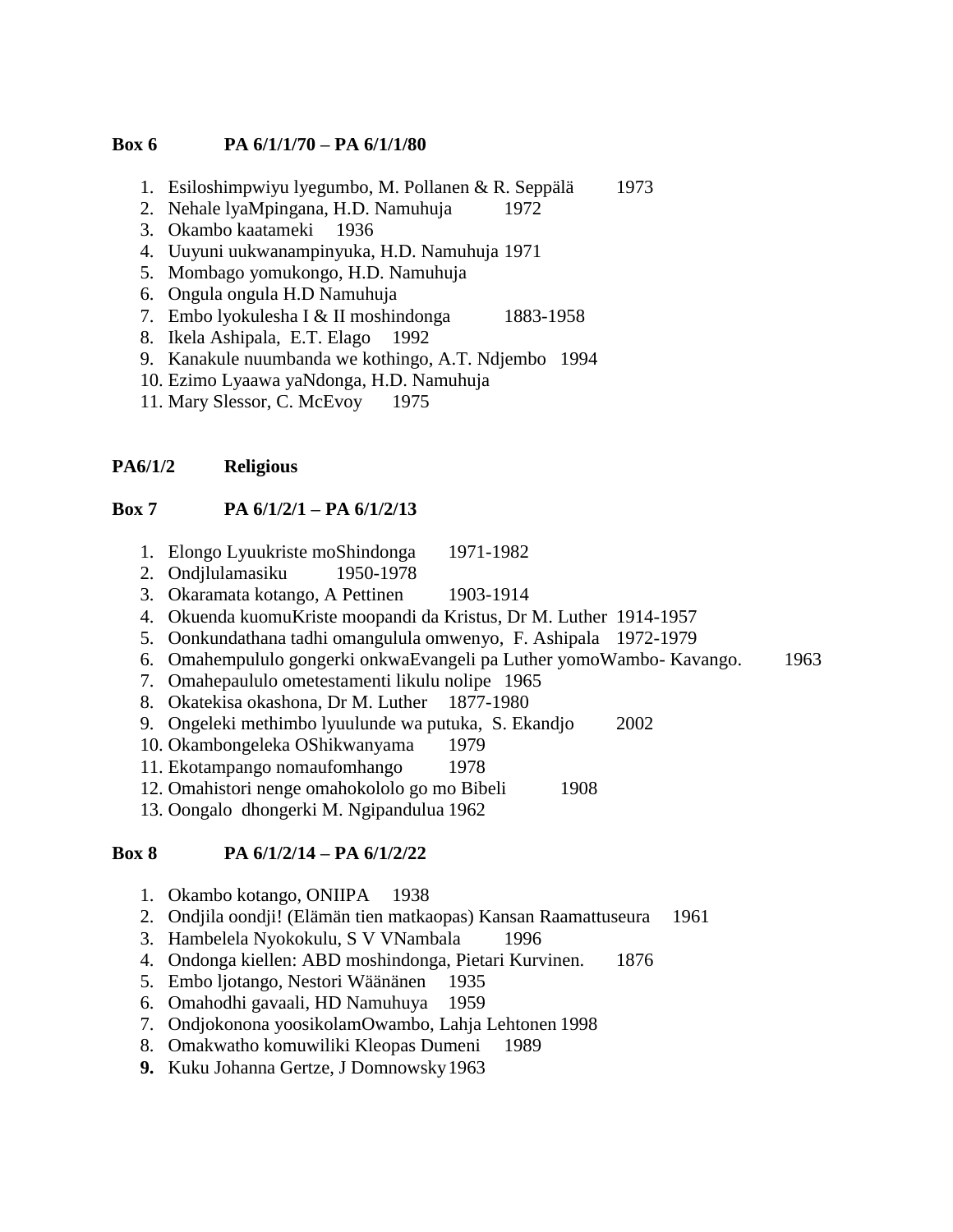**Box 6 PA 6/1/1/70 – PA 6/1/1/80**

1. Esiloshimpwiyu lyegumbo, M. Pollanen & R. Seppälä 1973
2. Nehale lyaMpingana, H.D. Namuhuja 1972
3. Okambo kaatameki 1936
4. Uuyuni uukwanampinyuka, H.D. Namuhuja 1971
5. Mombago yomukongo, H.D. Namuhuja
6. Ongula ongula H.D Namuhuja
7. Embo lyokulesha I & II moshindonga 1883-1958
8. Ikela Ashipala, E.T. Elago 1992
9. Kanakule nuumbanda we kothingo, A.T. Ndjembo 1994
10. Ezimo Lyaawa yaNdonga, H.D. Namuhuja
11. Mary Slessor, C. McEvoy 1975

**PA6/1/2 Religious**

**Box 7 PA 6/1/2/1 – PA 6/1/2/13**

1. Elongo Lyuukriste moShindonga 1971-1982
2. Ondjlulamasiku 1950-1978
3. Okaramata kotango, A Pettinen 1903-1914
4. Okuenda kuomuKriste moopandi da Kristus, Dr M. Luther 1914-1957
5. Oonkundathana tadhi omangulula omwenyo, F. Ashipala 1972-1979
6. Omahempululo gongerki onkwaEvangeli pa Luther yomoWambo- Kavango. 1963
7. Omahepaulul​o ometestamenti likulu nolipe 1965
8. Okatekisa okashona, Dr M. Luther 1877-1980
9. Ongeleki methimbo lyuulunde wa putuka, S. Ekandjo 2002
10. Okambongeleka OShikwanyama 1979
11. Ekotampango nomaufomhango 1978
12. Omahistori nenge omahokololo go mo Bibeli 1908
13. Oongalo dhongerki M. Ngipandulua 1962

**Box 8 PA 6/1/2/14 – PA 6/1/2/22**

1. Okambo kotango, ONIIPA 1938
2. Ondjila oondji! (Elämän tien matkaopas) Kansan Raamattuseura 1961
3. Hambelela Nyokokulu, S V VNambala 1996
4. Ondonga kiellen: ABD moshindonga, Pietari Kurvinen. 1876
5. Embo ljotango, Nestori Väänänen 1935
6. Omahodhi gavaali, HD Namuhuya 1959
7. Ondjokonona yoosikolamOwambo, Lahja Lehtonen 1998
8. Omakwatho komuwiliki Kleopas Dumeni 1989
9. **Kuku Johanna Gertze, J Domnowsky 1963**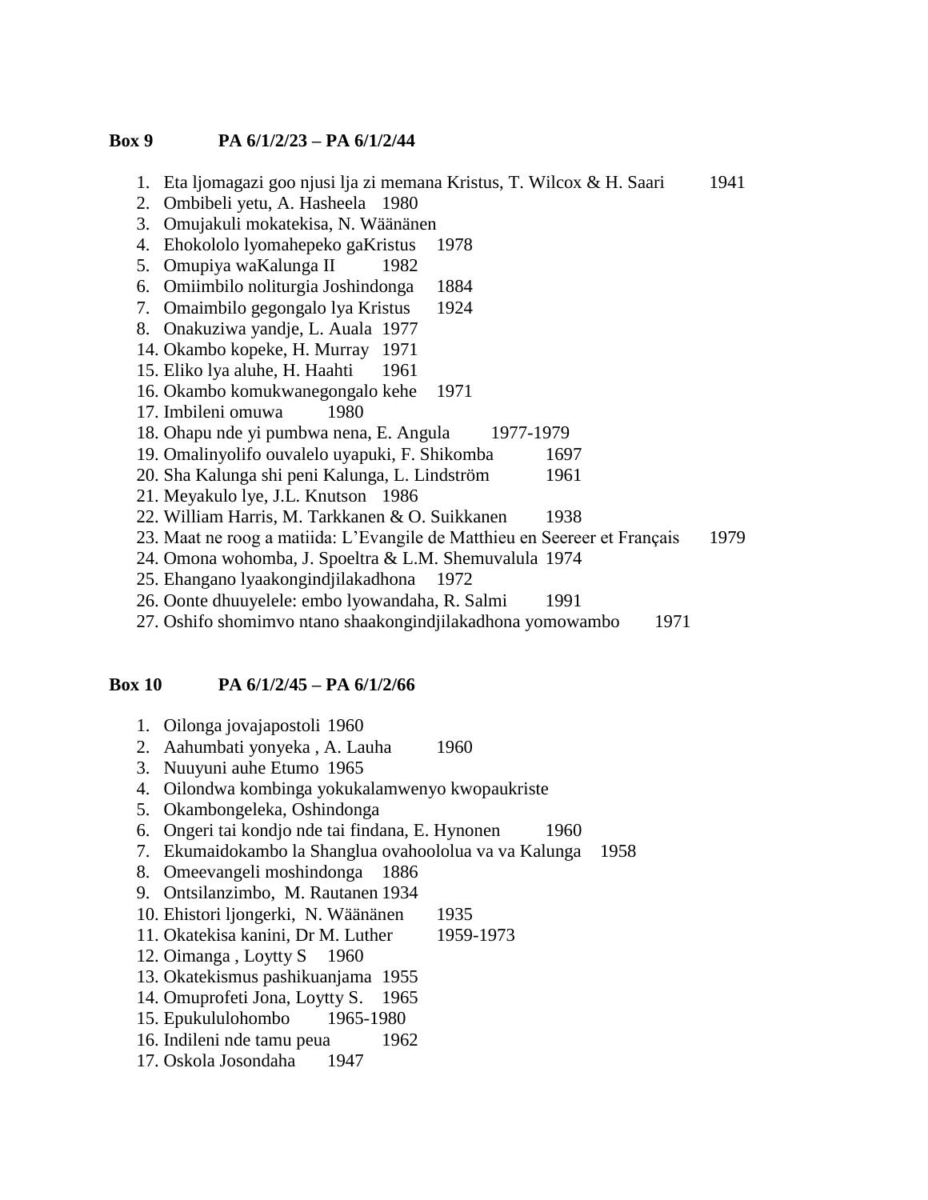**Box 9 PA 6/1/2/23 – PA 6/1/2/44**

1. Eta ljomagazi goo njusi lja zi memana Kristus, T. Wilcox & H. Saari 1941
2. Ombibeli yetu, A. Hasheela 1980
3. Omujakuli mokatekisa, N. Wäänänen
4. Ehokololo lyomahepeko gaKristus 1978
5. Omupiya waKalunga II 1982
6. Omiimbilo noliturgia Joshindonga 1884
7. Omaimbilo gegongalo lya Kristus 1924
8. Onakuziwa yandje, L. Auala 1977
14. Okambo kopeke, H. Murray 1971
15. Eliko lya aluhe, H. Haahti 1961
16. Okambo komukwanegongalo kehe 1971
17. Imbileni omuwa 1980
18. Ohapu nde yi pumbwa nena, E. Angula 1977-1979
19. Omalinyolifo ouvalelo uyapuki, F. Shikomba 1697
20. Sha Kalunga shi peni Kalunga, L. Lindström 1961
21. Meyakulo lye, J.L. Knutson 1986
22. William Harris, M. Tarkkanen & O. Suikkanen 1938
23. Maat ne roog a matiida: L'Evangile de Matthieu en Seereer et Français 1979
24. Omona wohomba, J. Spoeltra & L.M. Shemuvalula 1974
25. Ehangano lyaakongindjilakadhona 1972
26. Oonte dhuuyelele: embo lyowandaha, R. Salmi 1991
27. Oshifo shomimvo ntano shaakongindjilakadhona yomowambo 1971

**Box 10 PA 6/1/2/45 – PA 6/1/2/66**

1. Oilonga jovajapostoli 1960
2. Aahumbati yonyeka , A. Lauha 1960
3. Nuuyuni auhe Etumo 1965
4. Oilondwa kombinga yokukalamwenyo kwopaukriste
5. Okambongeleka, Oshindonga
6. Ongeri tai kondjo nde tai findana, E. Hynonen 1960
7. Ekumaidokambo la Shanglua ovahoololua va va Kalunga 1958
8. Omeevangeli moshindonga 1886
9. Ontsilanzimbo, M. Rautanen 1934
10. Ehistori ljongerki, N. Wäänänen 1935
11. Okatekisa kanini, Dr M. Luther 1959-1973
12. Oimanga , Loytty S 1960
13. Okatekismus pashikuanjama 1955
14. Omuprofeti Jona, Loytty S. 1965
15. Epukululohombo 1965-1980
16. Indileni nde tamu peua 1962
17. Oskola Josondaha 1947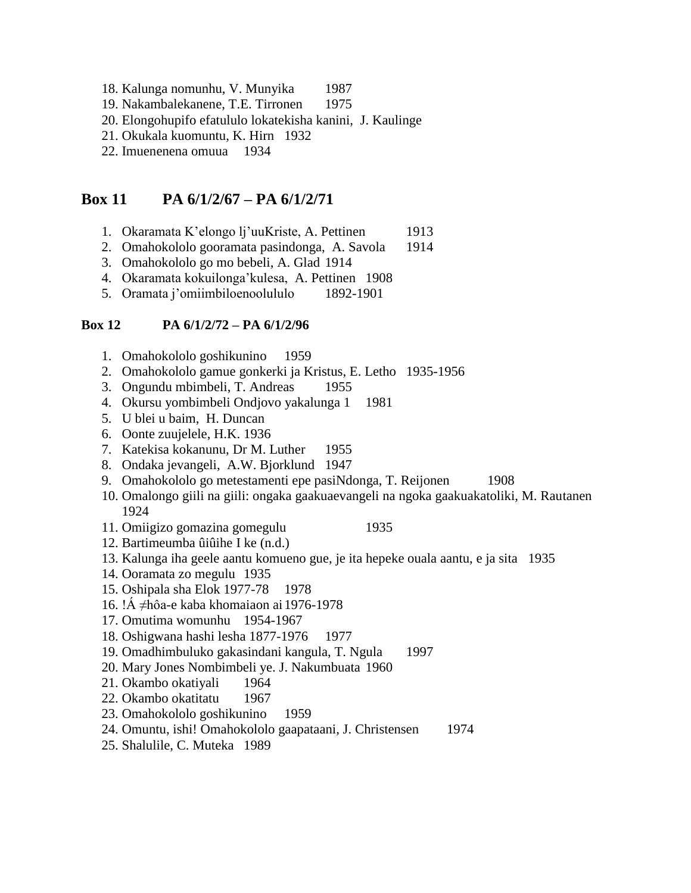18. Kalunga nomunhu, V. Munyika 1987
19. Nakambalekanene, T.E. Tirronen 1975
20. Elongohupifo efatululo lokatekisha kanini, J. Kaulinge
21. Okukala kuomuntu, K. Hirn 1932
22. Imuenenena omuua 1934

## Box 11 PA 6/1/2/67 – PA 6/1/2/71

1. Okaramata K'elongo lj'uuKriste, A. Pettinen 1913
2. Omahokololo gooramata pasindonga, A. Savola 1914
3. Omahokololo go mo bebeli, A. Glad 1914
4. Okaramata kokuilonga'kulesa, A. Pettinen 1908
5. Oramata j'omiimbiloenoolululo 1892-1901

### Box 12 PA 6/1/2/72 – PA 6/1/2/96

1. Omahokololo goshikunino 1959
2. Omahokololo gamue gonkerki ja Kristus, E. Letho 1935-1956
3. Ongundu mbimbeli, T. Andreas 1955
4. Okursu yombimbeli Ondjovo yakalunga 1 1981
5. U blei u baim, H. Duncan
6. Oonte zuujelele, H.K. 1936
7. Katekisa kokanunu, Dr M. Luther 1955
8. Ondaka jevangeli, A.W. Bjorklund 1947
9. Omahokololo go metestamenti epe pasiNdonga, T. Reijonen 1908
10. Omalongo giili na giili: ongaka gaakuaevangeli na ngoka gaakuakatoliki, M. Rautanen 1924
11. Omiigizo gomazina gomegulu 1935
12. Bartimeumba ûiûihe I ke (n.d.)
13. Kalunga iha geele aantu komueno gue, je ita hepeke ouala aantu, e ja sita 1935
14. Ooramata zo megulu 1935
15. Oshipala sha Elok 1977-78 1978
16. !Á ≠hôa-e kaba khomaiaon ai 1976-1978
17. Omutima womunhu 1954-1967
18. Oshigwana hashi lesha 1877-1976 1977
19. Omadhimbuluko gakasindani kangula, T. Ngula 1997
20. Mary Jones Nombimbeli ye. J. Nakumbuata 1960
21. Okambo okatiyali 1964
22. Okambo okatitatu 1967
23. Omahokololo goshikunino 1959
24. Omuntu, ishi! Omahokololo gaapataani, J. Christensen 1974
25. Shalulile, C. Muteka 1989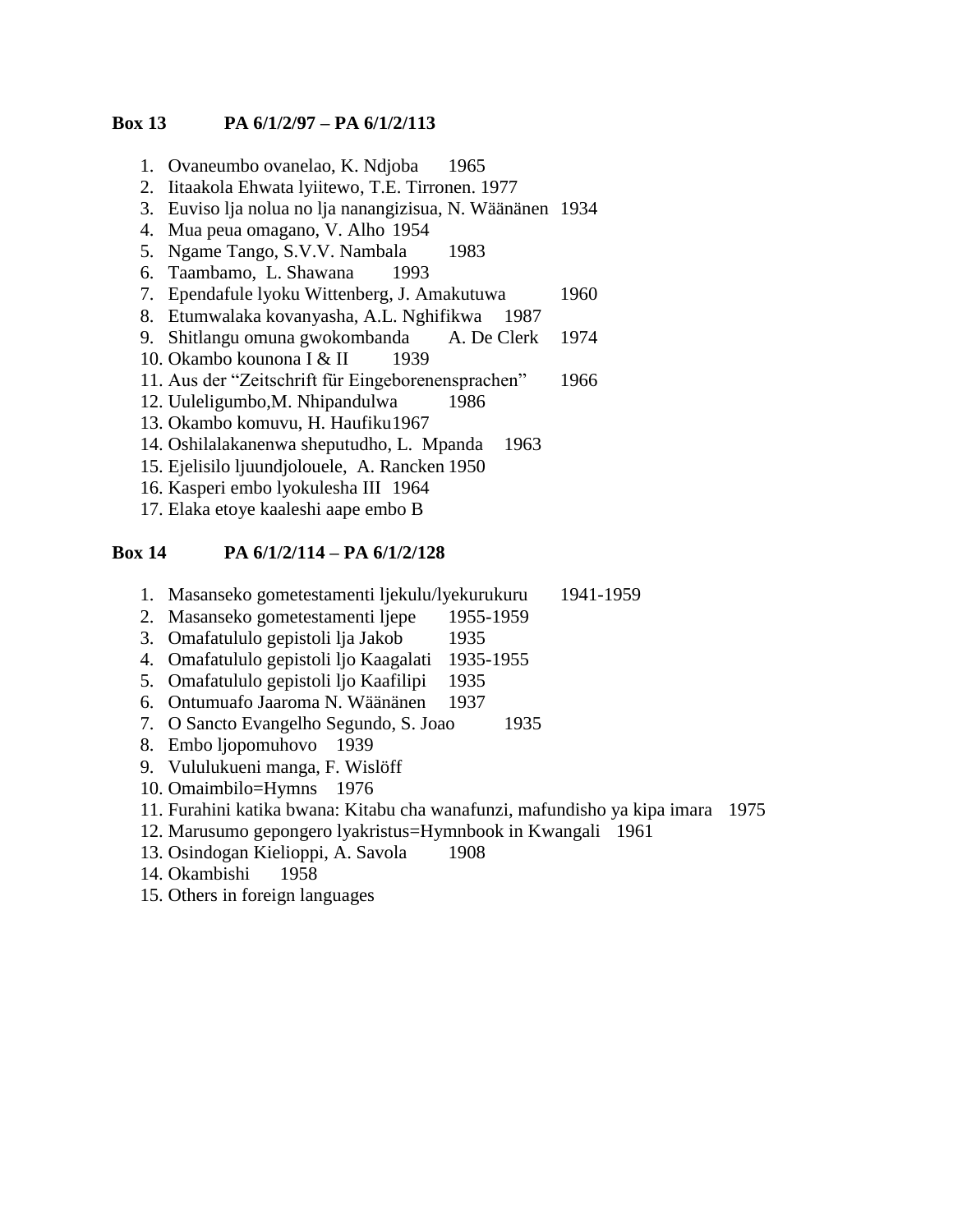**Box 13 PA 6/1/2/97 – PA 6/1/2/113**

1. Ovaneumbo ovanelao, K. Ndjoba 1965
2. Iitaakola Ehwata lyiitewo, T.E. Tirronen. 1977
3. Euviso lja nolua no lja nanangizisua, N. Wäänänen 1934
4. Mua peua omagano, V. Alho 1954
5. Ngame Tango, S.V.V. Nambala 1983
6. Taambamo, L. Shawana 1993
7. Ependafule lyoku Wittenberg, J. Amakutuwa 1960
8. Etumwalaka kovanyasha, A.L. Nghifikwa 1987
9. Shitlangu omuna gwokombanda A. De Clerk 1974
10. Okambo kounona I & II 1939
11. Aus der "Zeitschrift für Eingeborenensprachen" 1966
12. Uuleligumbo,M. Nhipandulwa 1986
13. Okambo komuvu, H. Haufiku1967
14. Oshilalakanenwa sheputudho, L. Mpanda 1963
15. Ejelisilo ljuundjolouele, A. Rancken 1950
16. Kasperi embo lyokulesha III 1964
17. Elaka etoye kaaleshi aape embo B

**Box 14 PA 6/1/2/114 – PA 6/1/2/128**

1. Masanseko gometestamenti ljekulu/lyekurukuru 1941-1959
2. Masanseko gometestamenti ljepe 1955-1959
3. Omafatululo gepistoli lja Jakob 1935
4. Omafatululo gepistoli ljo Kaagalati 1935-1955
5. Omafatululo gepistoli ljo Kaafilipi 1935
6. Ontumuafo Jaaroma N. Wäänänen 1937
7. O Sancto Evangelho Segundo, S. Joao 1935
8. Embo ljopomuhovo 1939
9. Vululukueni manga, F. Wislöff
10. Omaimbilo=Hymns 1976
11. Furahini katika bwana: Kitabu cha wanafunzi, mafundisho ya kipa imara 1975
12. Marusumo gepongero lyakristus=Hymnbook in Kwangali 1961
13. Osindogan Kielioppi, A. Savola 1908
14. Okambishi 1958
15. Others in foreign languages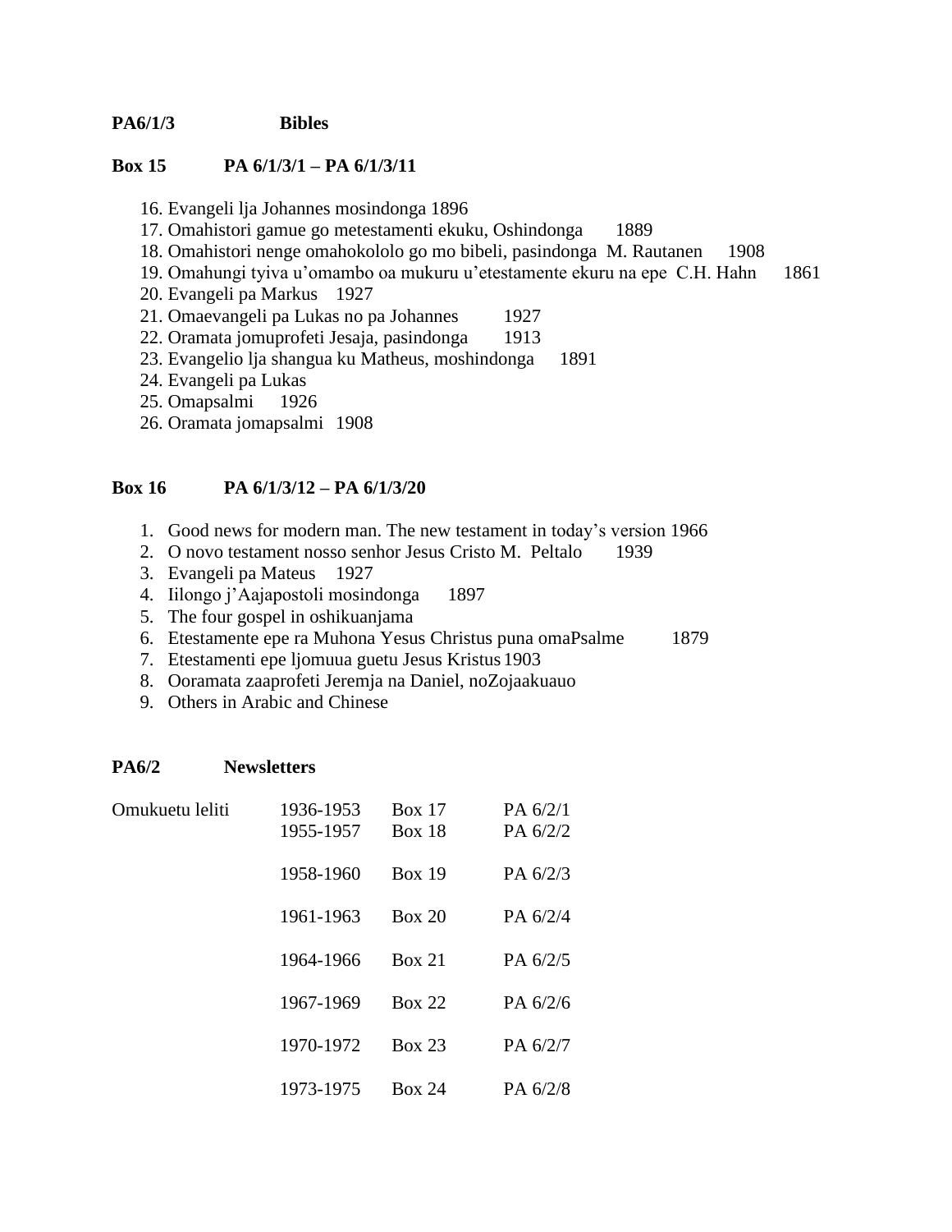**PA6/1/3 Bibles**

**Box 15 PA 6/1/3/1 – PA 6/1/3/11**

16. Evangeli lja Johannes mosindonga 1896
17. Omahistori gamue go metestamenti ekuku, Oshindonga 1889
18. Omahistori nenge omahokololo go mo bibeli, pasindonga M. Rautanen 1908
19. Omahungi tyiva u'omambo oa mukuru u'etestamente ekuru na epe C.H. Hahn 1861
20. Evangeli pa Markus 1927
21. Omaevangeli pa Lukas no pa Johannes 1927
22. Oramata jomuprofeti Jesaja, pasindonga 1913
23. Evangelio lja shangua ku Matheus, moshindonga 1891
24. Evangeli pa Lukas
25. Omapsalmi 1926
26. Oramata jomapsalmi 1908

**Box 16 PA 6/1/3/12 – PA 6/1/3/20**

1. Good news for modern man. The new testament in today's version 1966
2. O novo testament nosso senhor Jesus Cristo M. Peltalo 1939
3. Evangeli pa Mateus 1927
4. Iilongo j'Aajapostoli mosindonga 1897
5. The four gospel in oshikuanjama
6. Etestamente epe ra Muhona Yesus Christus puna omaPsalme 1879
7. Etestamenti epe ljomuua guetu Jesus Kristus 1903
8. Ooramata zaaprofeti Jeremja na Daniel, noZojaakuauo
9. Others in Arabic and Chinese

**PA6/2 Newsletters**

| | | | |
|---|---|---|---|
| Omukuetu leliti | 1936-1953 | Box 17 | PA 6/2/1 |
| | 1955-1957 | Box 18 | PA 6/2/2 |
| | 1958-1960 | Box 19 | PA 6/2/3 |
| | 1961-1963 | Box 20 | PA 6/2/4 |
| | 1964-1966 | Box 21 | PA 6/2/5 |
| | 1967-1969 | Box 22 | PA 6/2/6 |
| | 1970-1972 | Box 23 | PA 6/2/7 |
| | 1973-1975 | Box 24 | PA 6/2/8 |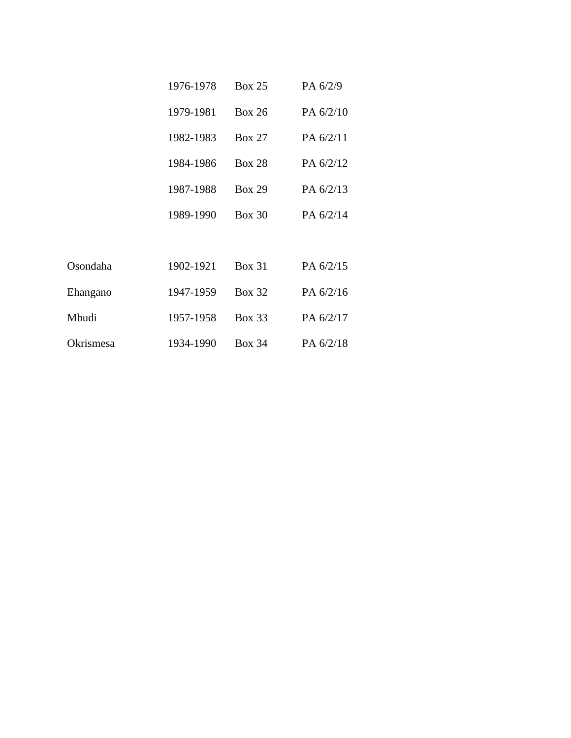| | | | |
|---|---|---|---|
| | 1976-1978 | Box 25 | PA 6/2/9 |
| | 1979-1981 | Box 26 | PA 6/2/10 |
| | 1982-1983 | Box 27 | PA 6/2/11 |
| | 1984-1986 | Box 28 | PA 6/2/12 |
| | 1987-1988 | Box 29 | PA 6/2/13 |
| | 1989-1990 | Box 30 | PA 6/2/14 |
| Osondaha | 1902-1921 | Box 31 | PA 6/2/15 |
| Ehangano | 1947-1959 | Box 32 | PA 6/2/16 |
| Mbudi | 1957-1958 | Box 33 | PA 6/2/17 |
| Okrismesa | 1934-1990 | Box 34 | PA 6/2/18 |